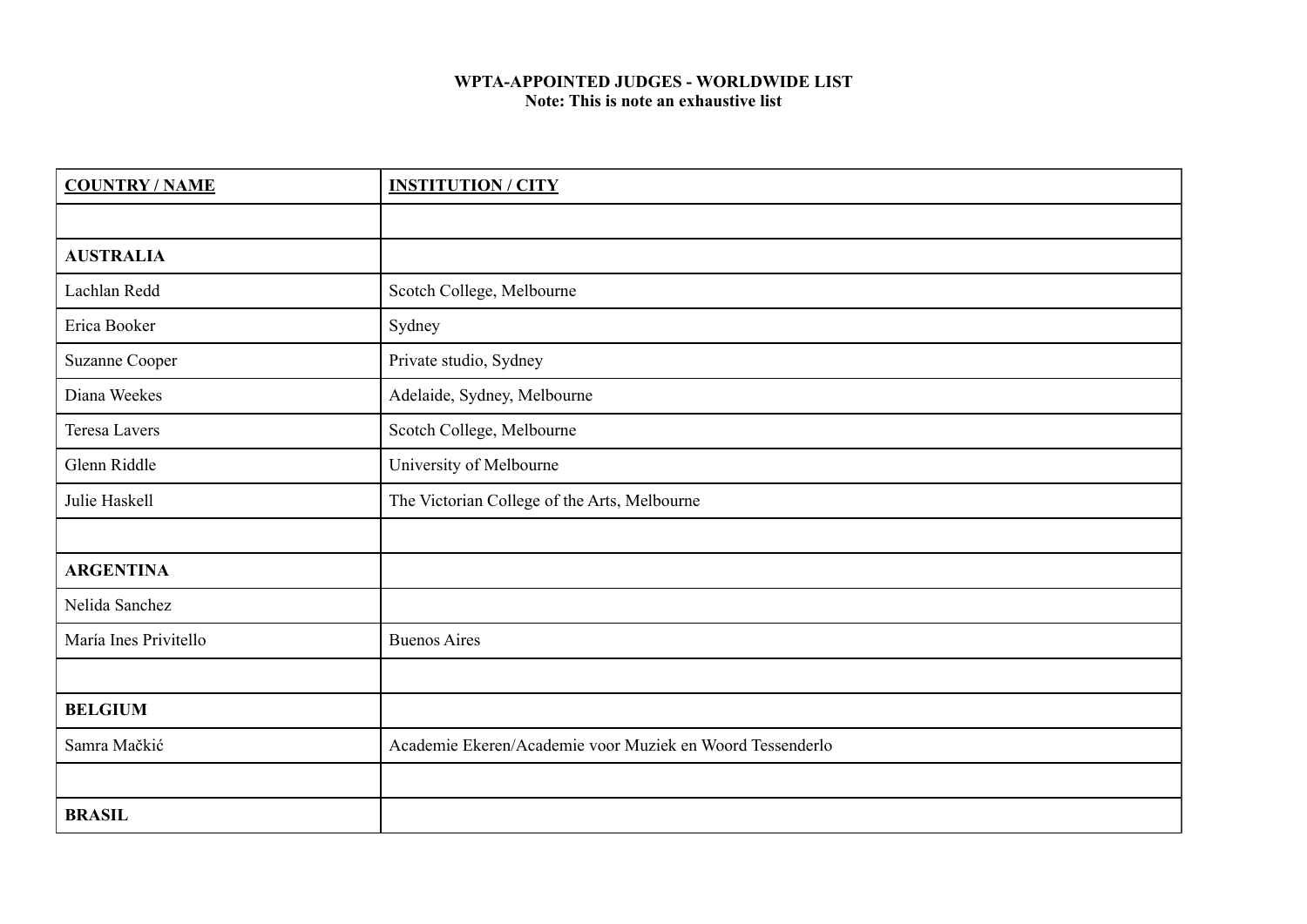**WPTA-APPOINTED JUDGES - WORLDWIDE LIST**
**Note: This is note an exhaustive list**

| COUNTRY / NAME | INSTITUTION / CITY |
|---|---|
| | |
| **AUSTRALIA** | |
| Lachlan Redd | Scotch College, Melbourne |
| Erica Booker | Sydney |
| Suzanne Cooper | Private studio, Sydney |
| Diana Weekes | Adelaide, Sydney, Melbourne |
| Teresa Lavers | Scotch College, Melbourne |
| Glenn Riddle | University of Melbourne |
| Julie Haskell | The Victorian College of the Arts, Melbourne |
| | |
| **ARGENTINA** | |
| Nelida Sanchez | |
| María Ines Privitello | Buenos Aires |
| | |
| **BELGIUM** | |
| Samra Mačkić | Academie Ekeren/Academie voor Muziek en Woord Tessenderlo |
| | |
| **BRASIL** | |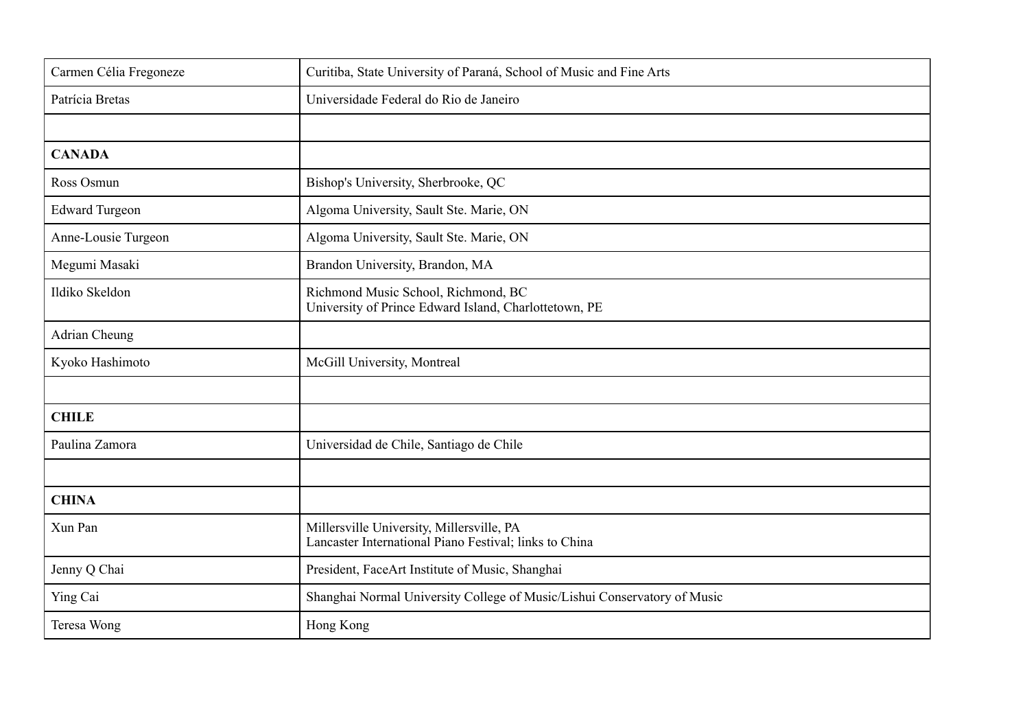| | |
|---|---|
| Carmen Célia Fregoneze | Curitiba, State University of Paraná, School of Music and Fine Arts |
| Patrícia Bretas | Universidade Federal do Rio de Janeiro |
| | |
| **CANADA** | |
| Ross Osmun | Bishop's University, Sherbrooke, QC |
| Edward Turgeon | Algoma University, Sault Ste. Marie, ON |
| Anne-Lousie Turgeon | Algoma University, Sault Ste. Marie, ON |
| Megumi Masaki | Brandon University, Brandon, MA |
| Ildiko Skeldon | Richmond Music School, Richmond, BC<br>University of Prince Edward Island, Charlottetown, PE |
| Adrian Cheung | |
| Kyoko Hashimoto | McGill University, Montreal |
| | |
| **CHILE** | |
| Paulina Zamora | Universidad de Chile, Santiago de Chile |
| | |
| **CHINA** | |
| Xun Pan | Millersville University, Millersville, PA<br>Lancaster International Piano Festival; links to China |
| Jenny Q Chai | President, FaceArt Institute of Music, Shanghai |
| Ying Cai | Shanghai Normal University College of Music/Lishui Conservatory of Music |
| Teresa Wong | Hong Kong |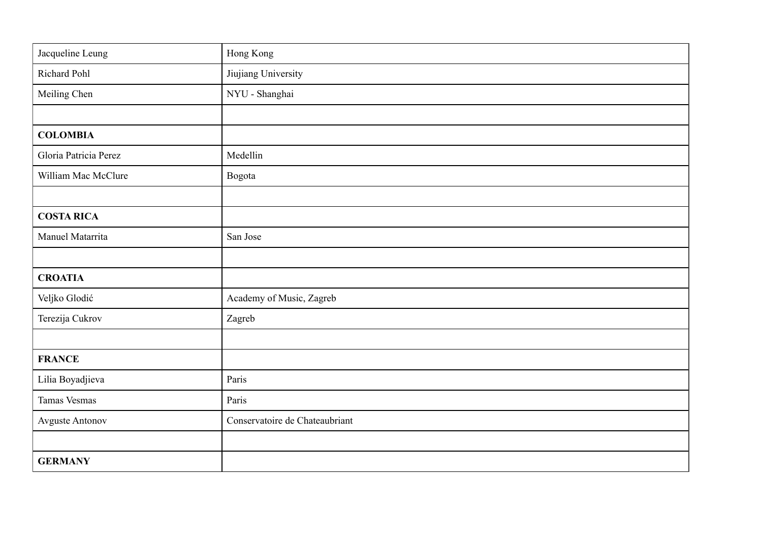| | |
|---|---|
| Jacqueline Leung | Hong Kong |
| Richard Pohl | Jiujiang University |
| Meiling Chen | NYU - Shanghai |
| | |
| **COLOMBIA** | |
| Gloria Patricia Perez | Medellin |
| William Mac McClure | Bogota |
| | |
| **COSTA RICA** | |
| Manuel Matarrita | San Jose |
| | |
| **CROATIA** | |
| Veljko Glodić | Academy of Music, Zagreb |
| Terezija Cukrov | Zagreb |
| | |
| **FRANCE** | |
| Lilia Boyadjieva | Paris |
| Tamas Vesmas | Paris |
| Avguste Antonov | Conservatoire de Chateaubriant |
| | |
| **GERMANY** | |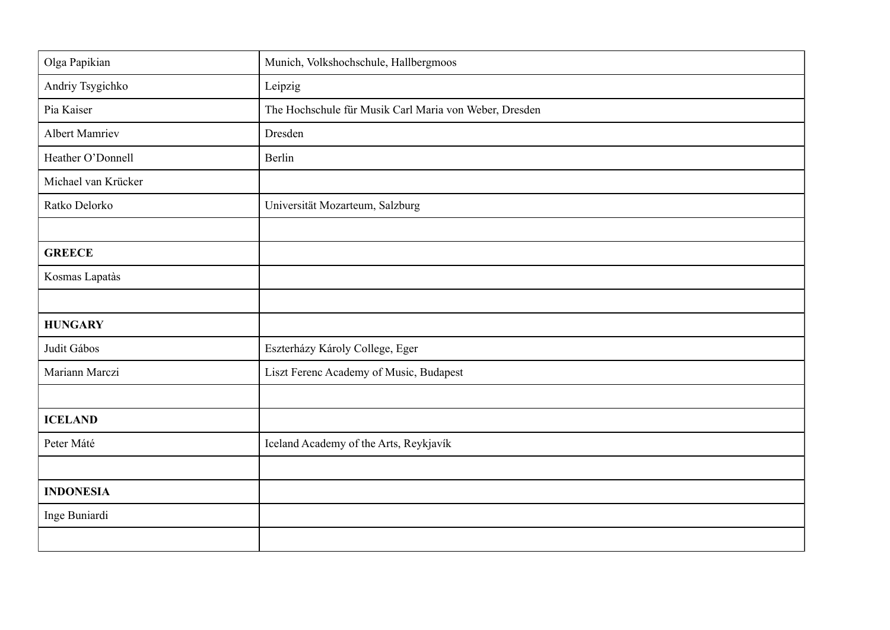| | |
|---|---|
| Olga Papikian | Munich, Volkshochschule, Hallbergmoos |
| Andriy Tsygichko | Leipzig |
| Pia Kaiser | The Hochschule für Musik Carl Maria von Weber, Dresden |
| Albert Mamriev | Dresden |
| Heather O'Donnell | Berlin |
| Michael van Krücker | |
| Ratko Delorko | Universität Mozarteum, Salzburg |
| | |
| **GREECE** | |
| Kosmas Lapatàs | |
| | |
| **HUNGARY** | |
| Judit Gábos | Eszterházy Károly College, Eger |
| Mariann Marczi | Liszt Ferenc Academy of Music, Budapest |
| | |
| **ICELAND** | |
| Peter Máté | Iceland Academy of the Arts, Reykjavík |
| | |
| **INDONESIA** | |
| Inge Buniardi | |
| | |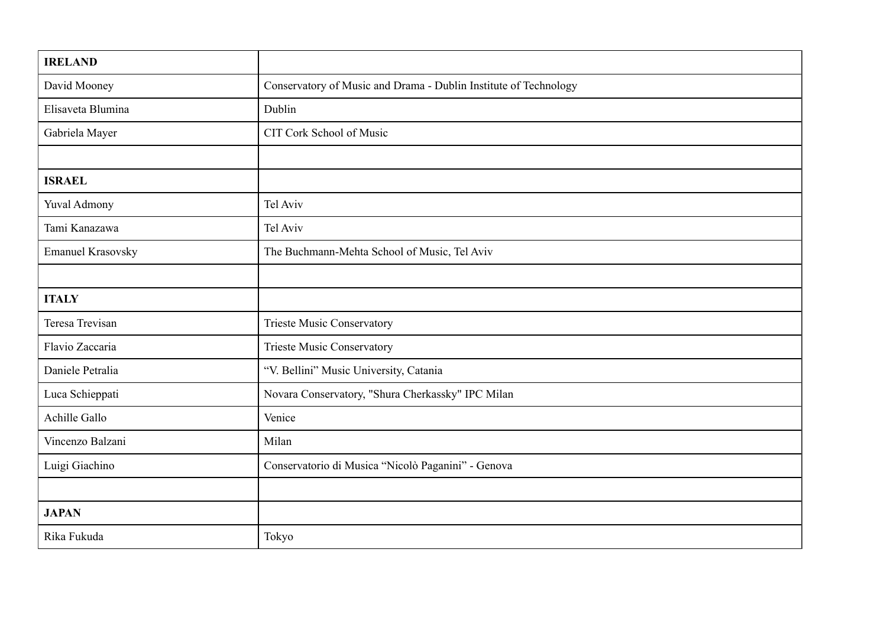| **IRELAND** | |
|---|---|
| David Mooney | Conservatory of Music and Drama - Dublin Institute of Technology |
| Elisaveta Blumina | Dublin |
| Gabriela Mayer | CIT Cork School of Music |
| | |
| **ISRAEL** | |
| Yuval Admony | Tel Aviv |
| Tami Kanazawa | Tel Aviv |
| Emanuel Krasovsky | The Buchmann-Mehta School of Music, Tel Aviv |
| | |
| **ITALY** | |
| Teresa Trevisan | Trieste Music Conservatory |
| Flavio Zaccaria | Trieste Music Conservatory |
| Daniele Petralia | “V. Bellini” Music University, Catania |
| Luca Schieppati | Novara Conservatory, "Shura Cherkassky" IPC Milan |
| Achille Gallo | Venice |
| Vincenzo Balzani | Milan |
| Luigi Giachino | Conservatorio di Musica “Nicolò Paganini” - Genova |
| | |
| **JAPAN** | |
| Rika Fukuda | Tokyo |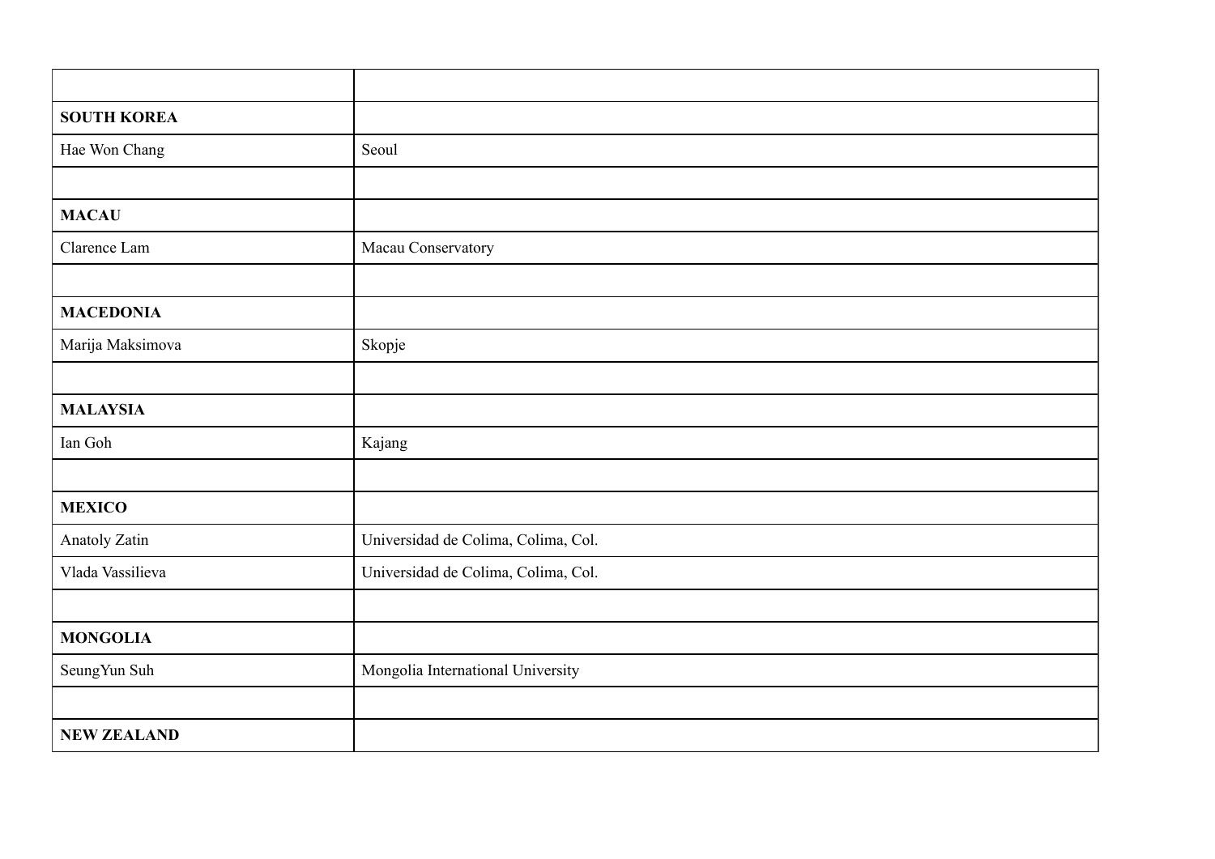| | |
|---|---|
| **SOUTH KOREA** | |
| Hae Won Chang | Seoul |
| | |
| **MACAU** | |
| Clarence Lam | Macau Conservatory |
| | |
| **MACEDONIA** | |
| Marija Maksimova | Skopje |
| | |
| **MALAYSIA** | |
| Ian Goh | Kajang |
| | |
| **MEXICO** | |
| Anatoly Zatin | Universidad de Colima, Colima, Col. |
| Vlada Vassilieva | Universidad de Colima, Colima, Col. |
| | |
| **MONGOLIA** | |
| SeungYun Suh | Mongolia International University |
| | |
| **NEW ZEALAND** | |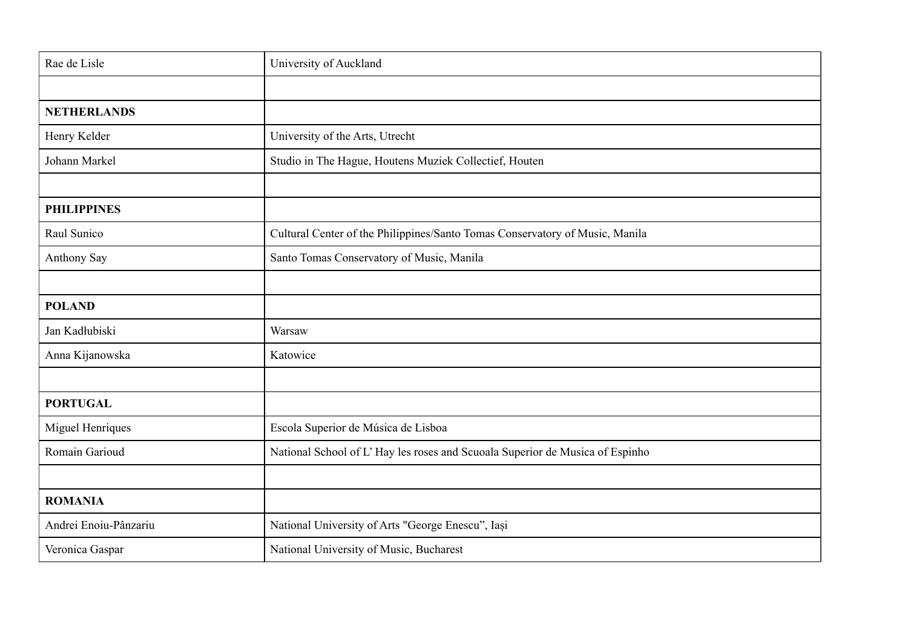| Rae de Lisle | University of Auckland |
|---|---|
| | |
| **NETHERLANDS** | |
| Henry Kelder | University of the Arts, Utrecht |
| Johann Markel | Studio in The Hague, Houtens Muziek Collectief, Houten |
| | |
| **PHILIPPINES** | |
| Raul Sunico | Cultural Center of the Philippines/Santo Tomas Conservatory of Music, Manila |
| Anthony Say | Santo Tomas Conservatory of Music, Manila |
| | |
| **POLAND** | |
| Jan Kadłubiski | Warsaw |
| Anna Kijanowska | Katowice |
| | |
| **PORTUGAL** | |
| Miguel Henriques | Escola Superior de Música de Lisboa |
| Romain Garioud | National School of L' Hay les roses and Scuoala Superior de Musica of Espinho |
| | |
| **ROMANIA** | |
| Andrei Enoiu-Pânzariu | National University of Arts "George Enescu", Iași |
| Veronica Gaspar | National University of Music, Bucharest |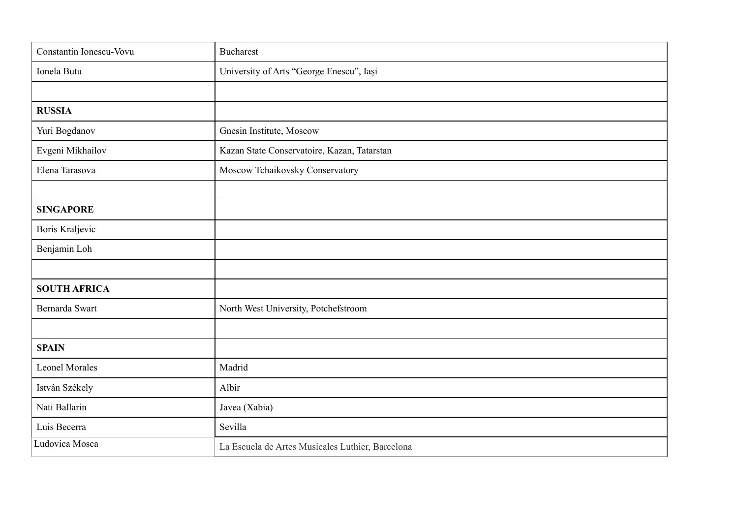| Constantin Ionescu-Vovu | Bucharest |
|---|---|
| Ionela Butu | University of Arts “George Enescu”, Iași |
| | |
| **RUSSIA** | |
| Yuri Bogdanov | Gnesin Institute, Moscow |
| Evgeni Mikhailov | Kazan State Conservatoire, Kazan, Tatarstan |
| Elena Tarasova | Moscow Tchaikovsky Conservatory |
| | |
| **SINGAPORE** | |
| Boris Kraljevic | |
| Benjamin Loh | |
| | |
| **SOUTH AFRICA** | |
| Bernarda Swart | North West University, Potchefstroom |
| | |
| **SPAIN** | |
| Leonel Morales | Madrid |
| István Székely | Albir |
| Nati Ballarin | Javea (Xabia) |
| Luis Becerra | Sevilla |
| Ludovica Mosca | La Escuela de Artes Musicales Luthier, Barcelona |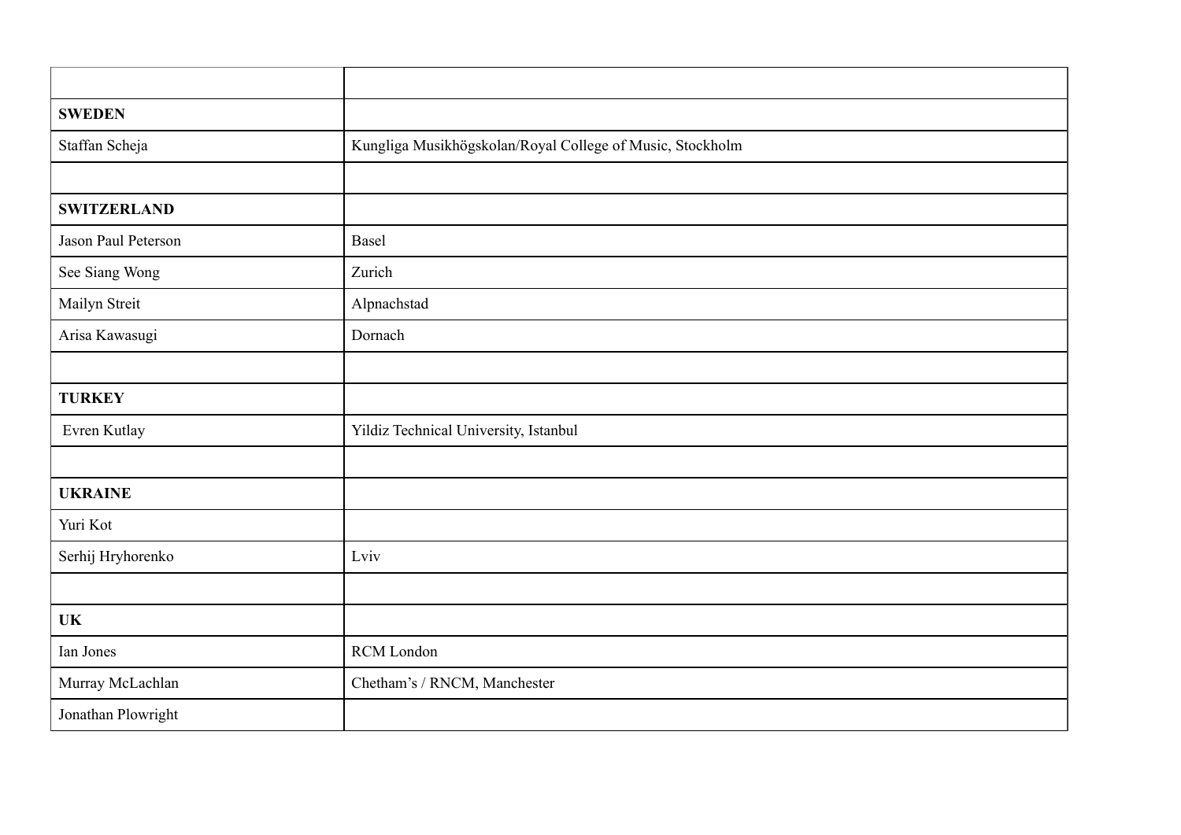| | |
|---|---|
| **SWEDEN** | |
| Staffan Scheja | Kungliga Musikhögskolan/Royal College of Music, Stockholm |
| | |
| **SWITZERLAND** | |
| Jason Paul Peterson | Basel |
| See Siang Wong | Zurich |
| Mailyn Streit | Alpnachstad |
| Arisa Kawasugi | Dornach |
| | |
| **TURKEY** | |
| Evren Kutlay | Yildiz Technical University, Istanbul |
| | |
| **UKRAINE** | |
| Yuri Kot | |
| Serhij Hryhorenko | Lviv |
| | |
| **UK** | |
| Ian Jones | RCM London |
| Murray McLachlan | Chetham's / RNCM, Manchester |
| Jonathan Plowright | |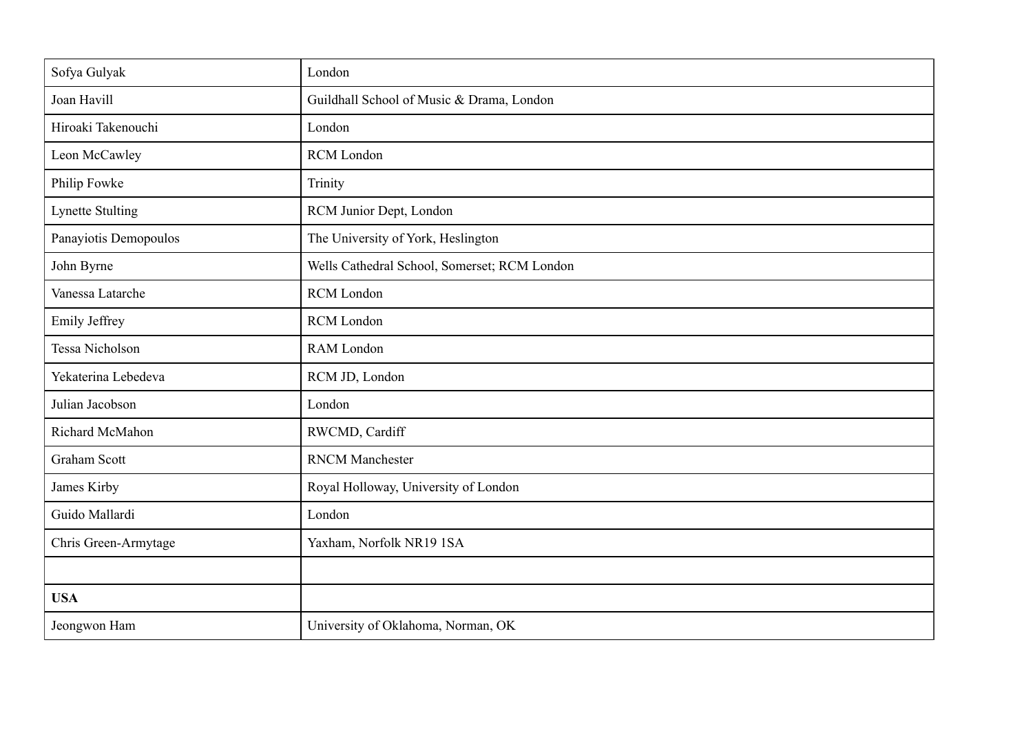| | |
|---|---|
| Sofya Gulyak | London |
| Joan Havill | Guildhall School of Music & Drama, London |
| Hiroaki Takenouchi | London |
| Leon McCawley | RCM London |
| Philip Fowke | Trinity |
| Lynette Stulting | RCM Junior Dept, London |
| Panayiotis Demopoulos | The University of York, Heslington |
| John Byrne | Wells Cathedral School, Somerset; RCM London |
| Vanessa Latarche | RCM London |
| Emily Jeffrey | RCM London |
| Tessa Nicholson | RAM London |
| Yekaterina Lebedeva | RCM JD, London |
| Julian Jacobson | London |
| Richard McMahon | RWCMD, Cardiff |
| Graham Scott | RNCM Manchester |
| James Kirby | Royal Holloway, University of London |
| Guido Mallardi | London |
| Chris Green-Armytage | Yaxham, Norfolk NR19 1SA |
| | |
| **USA** | |
| Jeongwon Ham | University of Oklahoma, Norman, OK |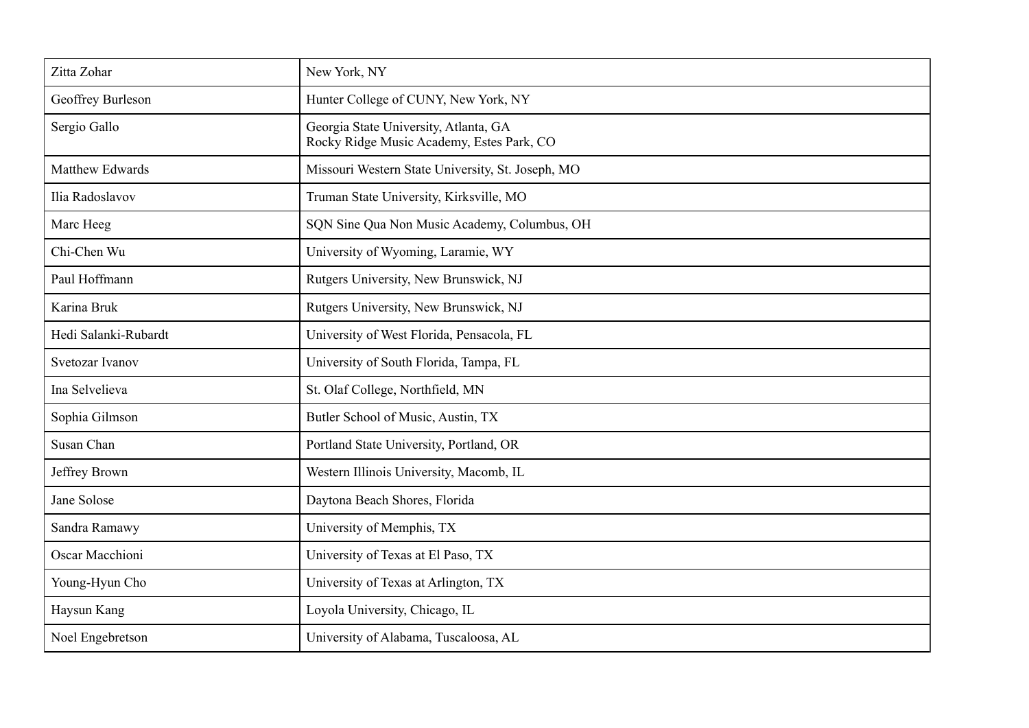| | |
|---|---|
| Zitta Zohar | New York, NY |
| Geoffrey Burleson | Hunter College of CUNY, New York, NY |
| Sergio Gallo | Georgia State University, Atlanta, GA<br>Rocky Ridge Music Academy, Estes Park, CO |
| Matthew Edwards | Missouri Western State University, St. Joseph, MO |
| Ilia Radoslavov | Truman State University, Kirksville, MO |
| Marc Heeg | SQN Sine Qua Non Music Academy, Columbus, OH |
| Chi-Chen Wu | University of Wyoming, Laramie, WY |
| Paul Hoffmann | Rutgers University, New Brunswick, NJ |
| Karina Bruk | Rutgers University, New Brunswick, NJ |
| Hedi Salanki-Rubardt | University of West Florida, Pensacola, FL |
| Svetozar Ivanov | University of South Florida, Tampa, FL |
| Ina Selvelieva | St. Olaf College, Northfield, MN |
| Sophia Gilmson | Butler School of Music, Austin, TX |
| Susan Chan | Portland State University, Portland, OR |
| Jeffrey Brown | Western Illinois University, Macomb, IL |
| Jane Solose | Daytona Beach Shores, Florida |
| Sandra Ramawy | University of Memphis, TX |
| Oscar Macchioni | University of Texas at El Paso, TX |
| Young-Hyun Cho | University of Texas at Arlington, TX |
| Haysun Kang | Loyola University, Chicago, IL |
| Noel Engebretson | University of Alabama, Tuscaloosa, AL |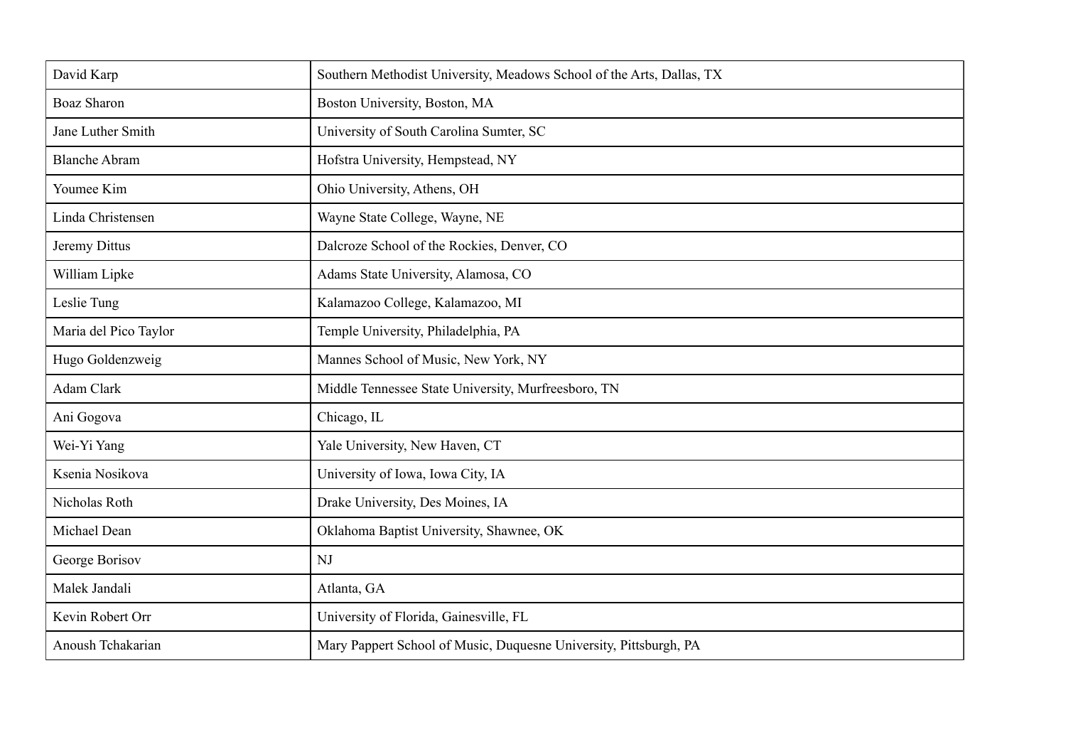| David Karp | Southern Methodist University, Meadows School of the Arts, Dallas, TX |
|---|---|
| Boaz Sharon | Boston University, Boston, MA |
| Jane Luther Smith | University of South Carolina Sumter, SC |
| Blanche Abram | Hofstra University, Hempstead, NY |
| Youmee Kim | Ohio University, Athens, OH |
| Linda Christensen | Wayne State College, Wayne, NE |
| Jeremy Dittus | Dalcroze School of the Rockies, Denver, CO |
| William Lipke | Adams State University, Alamosa, CO |
| Leslie Tung | Kalamazoo College, Kalamazoo, MI |
| Maria del Pico Taylor | Temple University, Philadelphia, PA |
| Hugo Goldenzweig | Mannes School of Music, New York, NY |
| Adam Clark | Middle Tennessee State University, Murfreesboro, TN |
| Ani Gogova | Chicago, IL |
| Wei-Yi Yang | Yale University, New Haven, CT |
| Ksenia Nosikova | University of Iowa, Iowa City, IA |
| Nicholas Roth | Drake University, Des Moines, IA |
| Michael Dean | Oklahoma Baptist University, Shawnee, OK |
| George Borisov | NJ |
| Malek Jandali | Atlanta, GA |
| Kevin Robert Orr | University of Florida, Gainesville, FL |
| Anoush Tchakarian | Mary Pappert School of Music, Duquesne University, Pittsburgh, PA |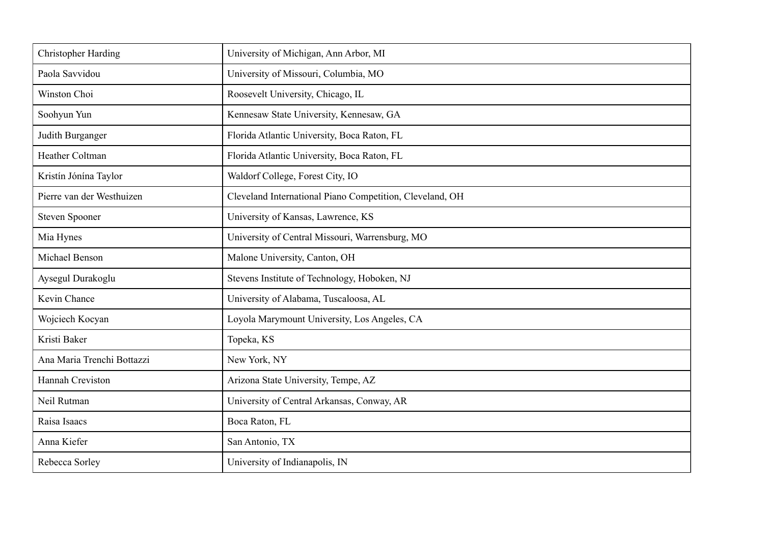| Christopher Harding | University of Michigan, Ann Arbor, MI |
|---|---|
| Paola Savvidou | University of Missouri, Columbia, MO |
| Winston Choi | Roosevelt University, Chicago, IL |
| Soohyun Yun | Kennesaw State University, Kennesaw, GA |
| Judith Burganger | Florida Atlantic University, Boca Raton, FL |
| Heather Coltman | Florida Atlantic University, Boca Raton, FL |
| Kristín Jónína Taylor | Waldorf College, Forest City, IO |
| Pierre van der Westhuizen | Cleveland International Piano Competition, Cleveland, OH |
| Steven Spooner | University of Kansas, Lawrence, KS |
| Mia Hynes | University of Central Missouri, Warrensburg, MO |
| Michael Benson | Malone University, Canton, OH |
| Aysegul Durakoglu | Stevens Institute of Technology, Hoboken, NJ |
| Kevin Chance | University of Alabama, Tuscaloosa, AL |
| Wojciech Kocyan | Loyola Marymount University, Los Angeles, CA |
| Kristi Baker | Topeka, KS |
| Ana Maria Trenchi Bottazzi | New York, NY |
| Hannah Creviston | Arizona State University, Tempe, AZ |
| Neil Rutman | University of Central Arkansas, Conway, AR |
| Raisa Isaacs | Boca Raton, FL |
| Anna Kiefer | San Antonio, TX |
| Rebecca Sorley | University of Indianapolis, IN |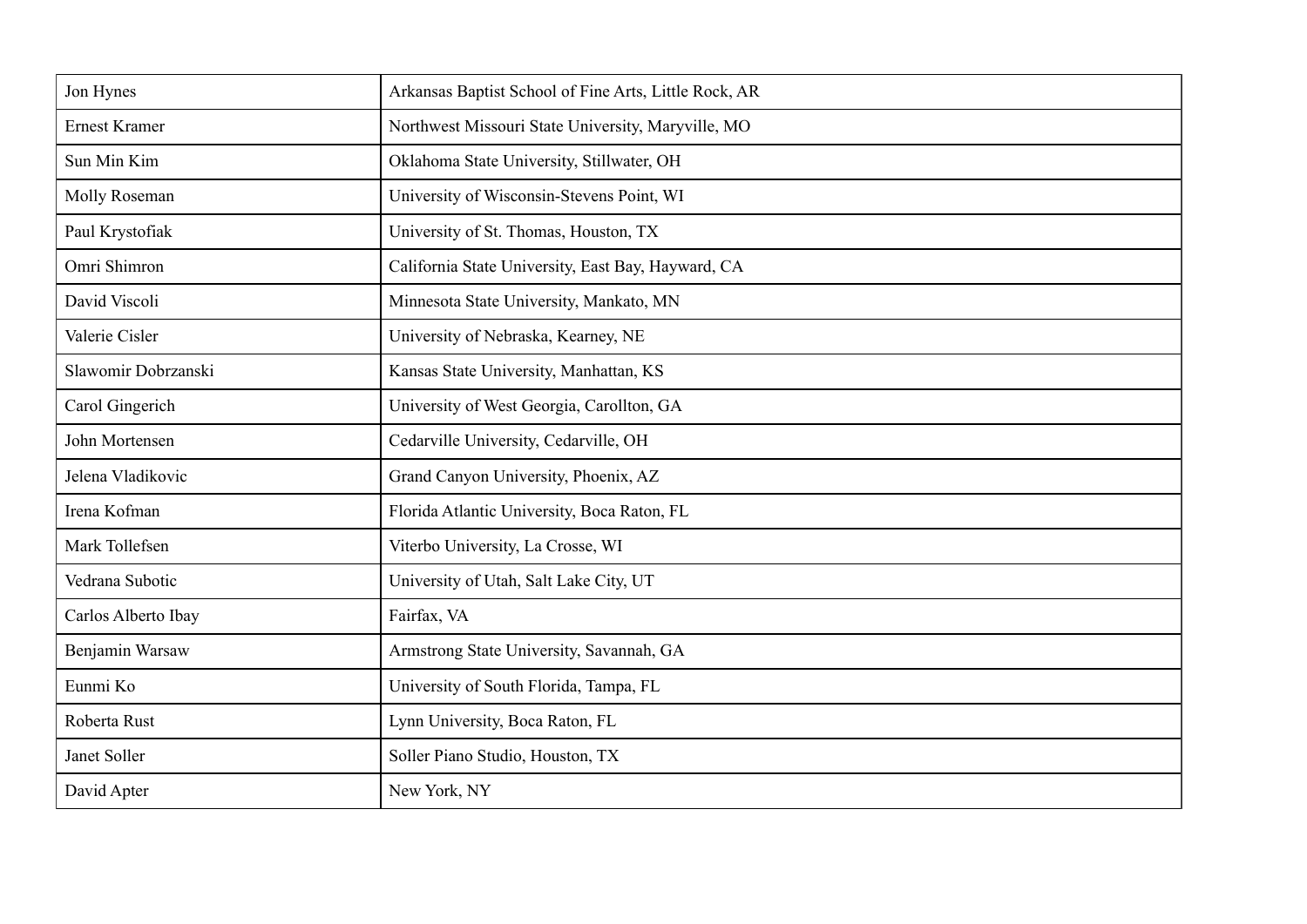| Jon Hynes | Arkansas Baptist School of Fine Arts, Little Rock, AR |
|---|---|
| Ernest Kramer | Northwest Missouri State University, Maryville, MO |
| Sun Min Kim | Oklahoma State University, Stillwater, OH |
| Molly Roseman | University of Wisconsin-Stevens Point, WI |
| Paul Krystofiak | University of St. Thomas, Houston, TX |
| Omri Shimron | California State University, East Bay, Hayward, CA |
| David Viscoli | Minnesota State University, Mankato, MN |
| Valerie Cisler | University of Nebraska, Kearney, NE |
| Slawomir Dobrzanski | Kansas State University, Manhattan, KS |
| Carol Gingerich | University of West Georgia, Carollton, GA |
| John Mortensen | Cedarville University, Cedarville, OH |
| Jelena Vladikovic | Grand Canyon University, Phoenix, AZ |
| Irena Kofman | Florida Atlantic University, Boca Raton, FL |
| Mark Tollefsen | Viterbo University, La Crosse, WI |
| Vedrana Subotic | University of Utah, Salt Lake City, UT |
| Carlos Alberto Ibay | Fairfax, VA |
| Benjamin Warsaw | Armstrong State University, Savannah, GA |
| Eunmi Ko | University of South Florida, Tampa, FL |
| Roberta Rust | Lynn University, Boca Raton, FL |
| Janet Soller | Soller Piano Studio, Houston, TX |
| David Apter | New York, NY |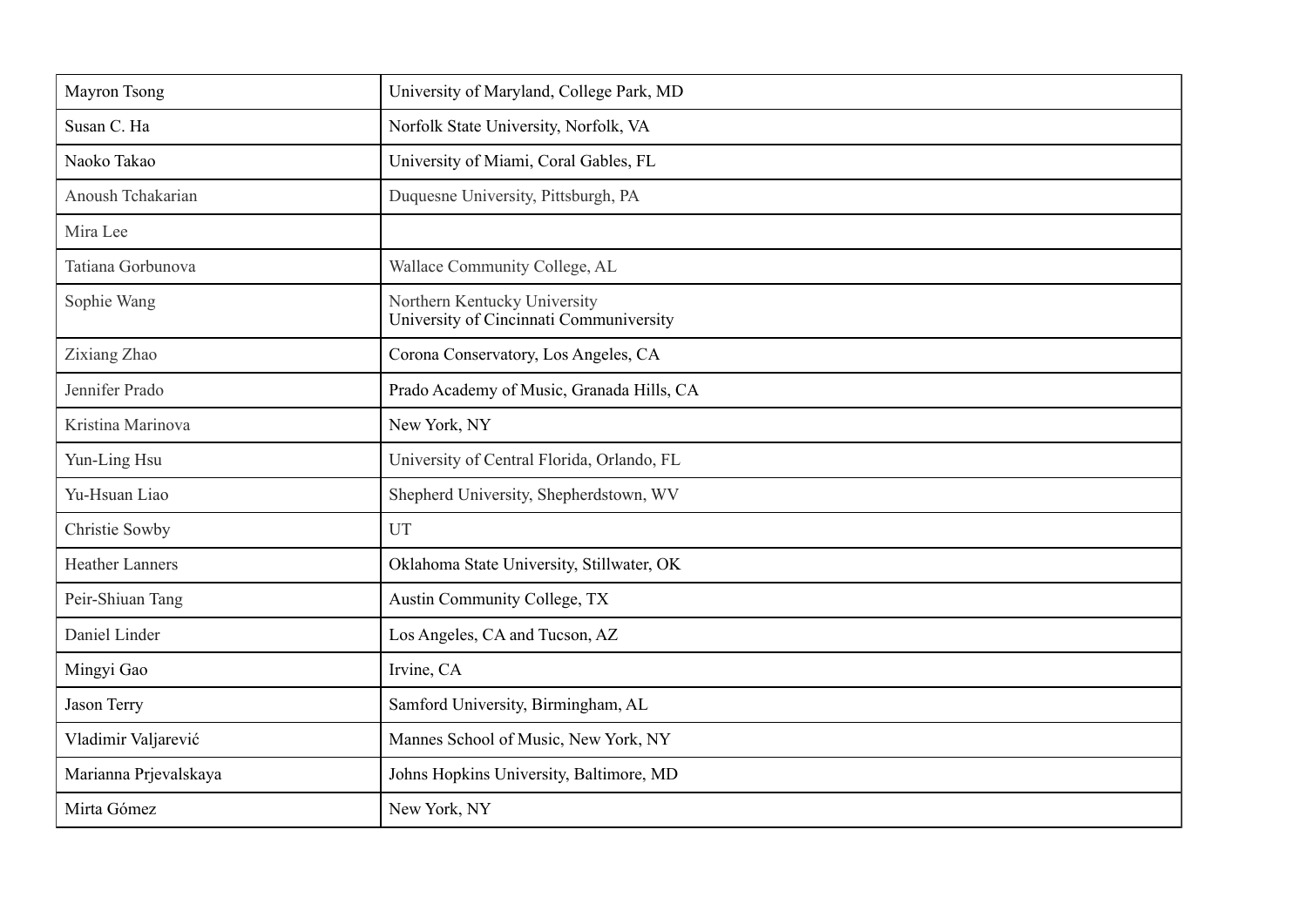| Mayron Tsong | University of Maryland, College Park, MD |
|---|---|
| Susan C. Ha | Norfolk State University, Norfolk, VA |
| Naoko Takao | University of Miami, Coral Gables, FL |
| Anoush Tchakarian | Duquesne University, Pittsburgh, PA |
| Mira Lee | |
| Tatiana Gorbunova | Wallace Community College, AL |
| Sophie Wang | Northern Kentucky University<br>University of Cincinnati Communiversity |
| Zixiang Zhao | Corona Conservatory, Los Angeles, CA |
| Jennifer Prado | Prado Academy of Music, Granada Hills, CA |
| Kristina Marinova | New York, NY |
| Yun-Ling Hsu | University of Central Florida, Orlando, FL |
| Yu-Hsuan Liao | Shepherd University, Shepherdstown, WV |
| Christie Sowby | UT |
| Heather Lanners | Oklahoma State University, Stillwater, OK |
| Peir-Shiuan Tang | Austin Community College, TX |
| Daniel Linder | Los Angeles, CA and Tucson, AZ |
| Mingyi Gao | Irvine, CA |
| Jason Terry | Samford University, Birmingham, AL |
| Vladimir Valjarević | Mannes School of Music, New York, NY |
| Marianna Prjevalskaya | Johns Hopkins University, Baltimore, MD |
| Mirta Gómez | New York, NY |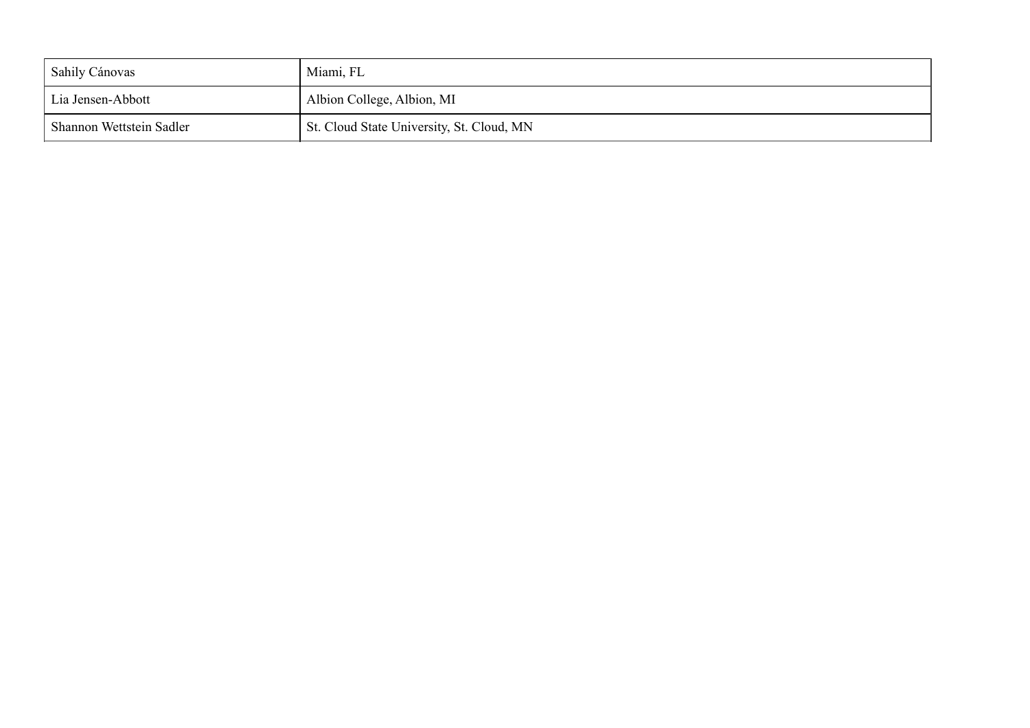| | |
|---|---|
| Sahily Cánovas | Miami, FL |
| Lia Jensen-Abbott | Albion College, Albion, MI |
| Shannon Wettstein Sadler | St. Cloud State University, St. Cloud, MN |